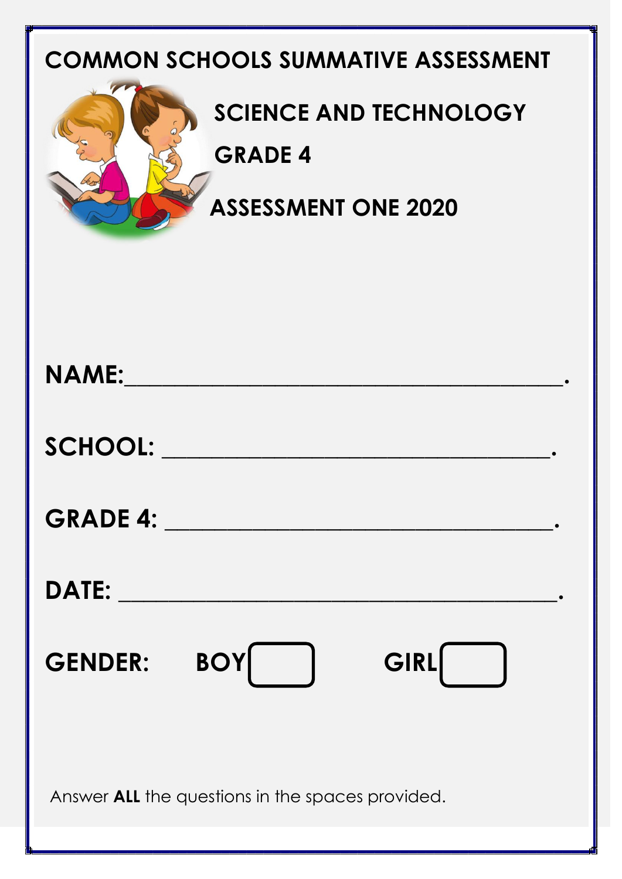# COMMON SCHOOLS SUMMATIVE ASSESSMENT

## SCIENCE AND TECHNOLOGY

## GRADE 4

## ASSESSMENT ONE 2020

**NAME:**_________________________________________.

**SCHOOL:** _____________________________________.

**GRADE 4:** _____________________________________.

**DATE:** ________________________________________.

**GENDER:** **BOY** ☐ **GIRL** ☐

Answer **ALL** the questions in the spaces provided.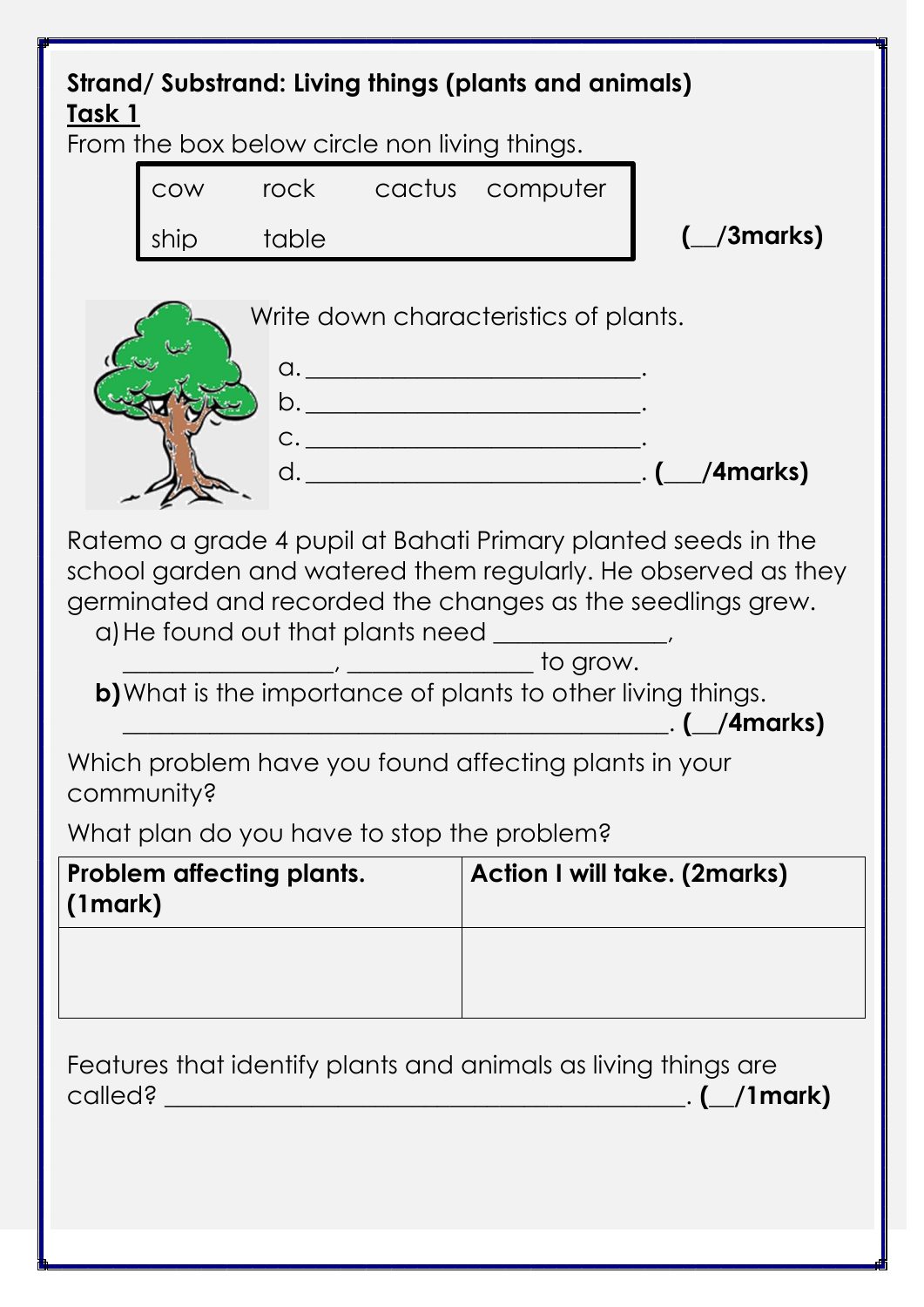**Strand/ Substrand: Living things (plants and animals)**

**Task 1**

From the box below circle non living things.

| cow | rock | cactus | computer |
|---|---|---|---|
| ship | table | | |

**(__/3marks)**

Write down characteristics of plants.

a. ___________________________.

b. ___________________________.

c. ___________________________.

d. ___________________________. **(___/4marks)**

Ratemo a grade 4 pupil at Bahati Primary planted seeds in the school garden and watered them regularly. He observed as they germinated and recorded the changes as the seedlings grew.

a) He found out that plants need ______________, _________________, _______________ to grow.

**b)** What is the importance of plants to other living things. ______________________________________________. **(__/4marks)**

Which problem have you found affecting plants in your community?

What plan do you have to stop the problem?

| **Problem affecting plants. (1mark)** | **Action I will take. (2marks)** |
|---|---|
| | |

Features that identify plants and animals as living things are called? ____________________________________________. **(__/1mark)**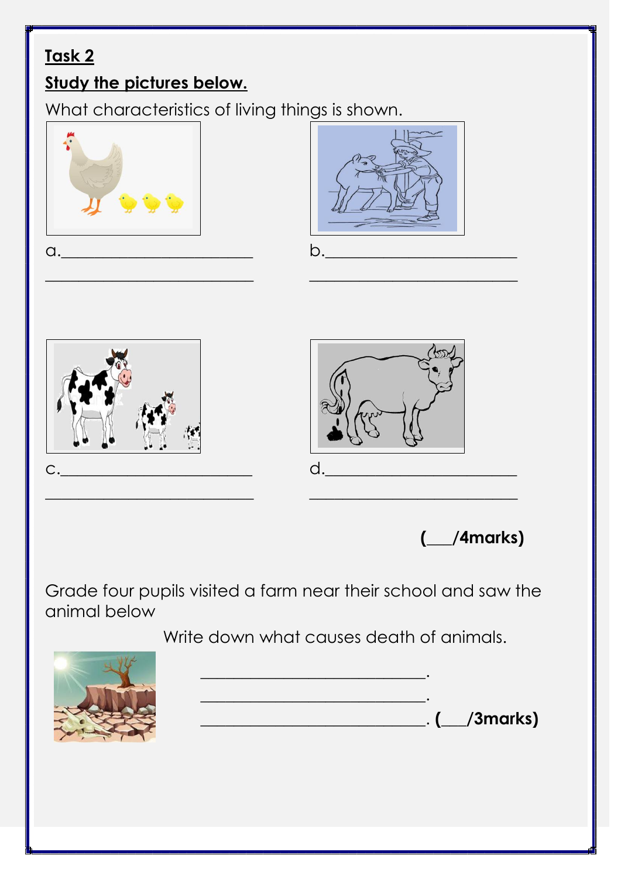**Task 2**

**Study the pictures below.**

What characteristics of living things is shown.

a.________________________

________________________

b.________________________

________________________

c.________________________

________________________

d.________________________

________________________

**(___/4marks)**

Grade four pupils visited a farm near their school and saw the animal below

Write down what causes death of animals.

___________________________.

___________________________.

___________________________. **(___/3marks)**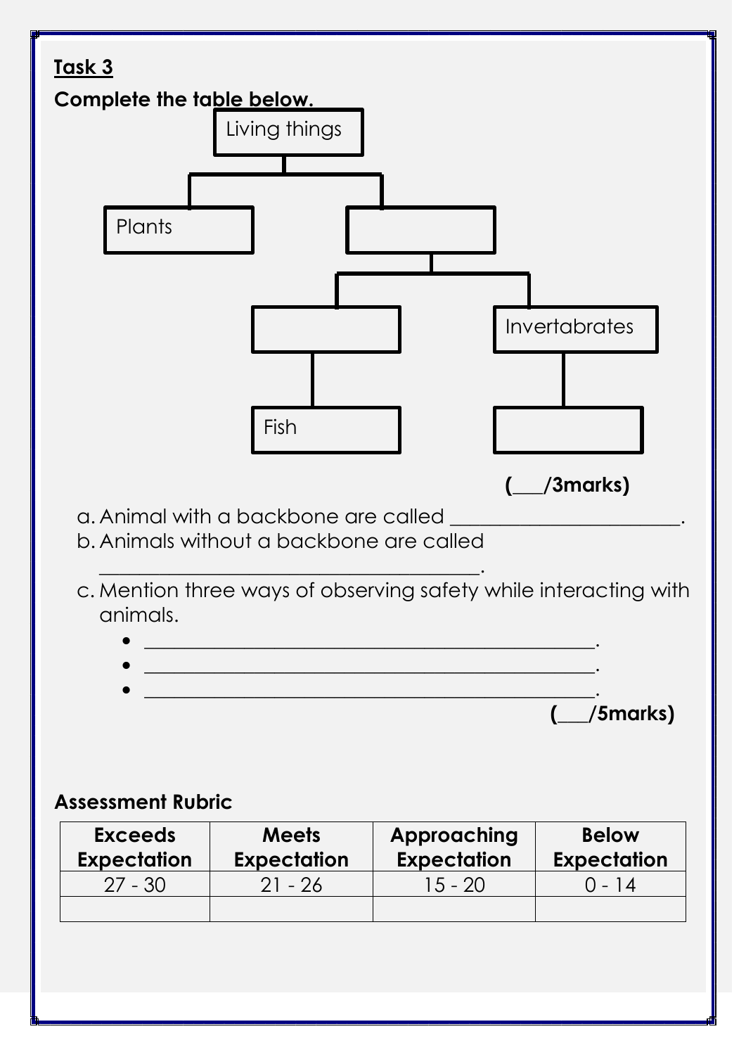**Task 3**

**Complete the table below.**

Living things

Plants

Invertabrates

Fish

**(\_\_\_/3marks)**

a. Animal with a backbone are called \_\_\_\_\_\_\_\_\_\_\_\_\_\_\_\_\_\_\_\_\_\_\_.

b. Animals without a backbone are called \_\_\_\_\_\_\_\_\_\_\_\_\_\_\_\_\_\_\_\_\_\_\_\_\_\_\_\_\_\_\_\_\_\_\_\_\_\_\_.

c. Mention three ways of observing safety while interacting with animals.

- \_\_\_\_\_\_\_\_\_\_\_\_\_\_\_\_\_\_\_\_\_\_\_\_\_\_\_\_\_\_\_\_\_\_\_\_\_\_\_\_\_\_\_\_\_.
- \_\_\_\_\_\_\_\_\_\_\_\_\_\_\_\_\_\_\_\_\_\_\_\_\_\_\_\_\_\_\_\_\_\_\_\_\_\_\_\_\_\_\_\_\_.
- \_\_\_\_\_\_\_\_\_\_\_\_\_\_\_\_\_\_\_\_\_\_\_\_\_\_\_\_\_\_\_\_\_\_\_\_\_\_\_\_\_\_\_\_\_.

**(\_\_\_/5marks)**

**Assessment Rubric**

| Exceeds Expectation | Meets Expectation | Approaching Expectation | Below Expectation |
|---|---|---|---|
| 27 - 30 | 21 - 26 | 15 - 20 | 0 - 14 |
| | | | |